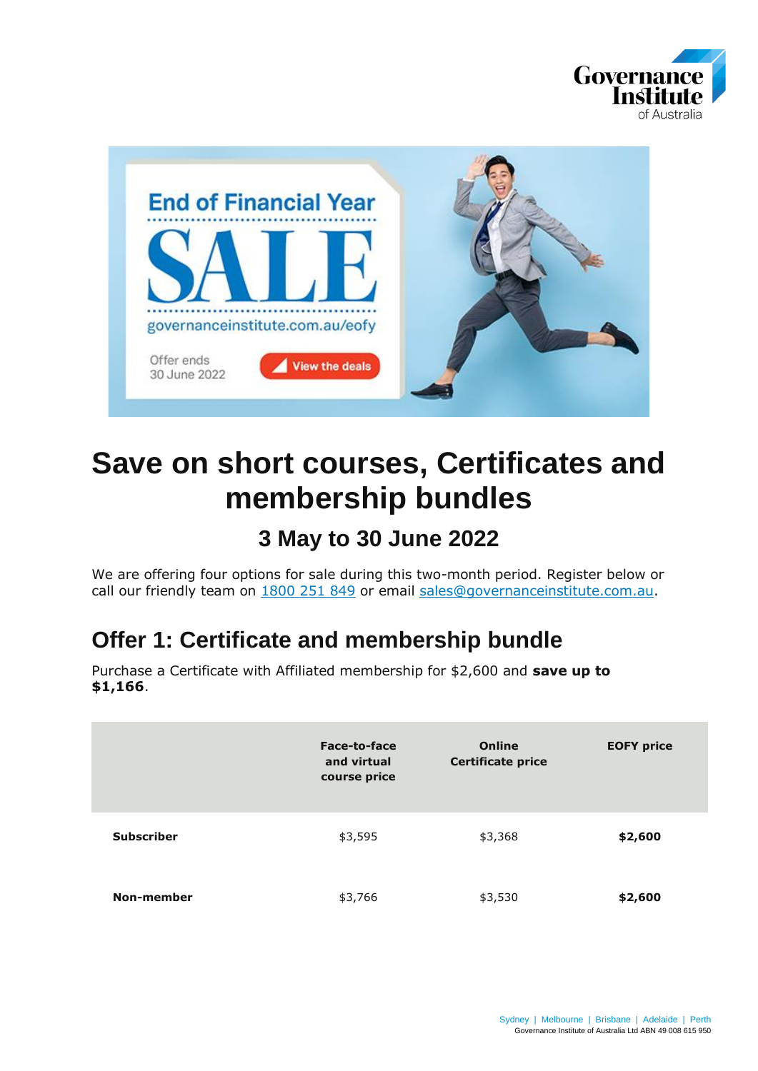# Save on short courses, Certificates and membership bundles

## 3 May to 30 June 2022

We are offering four options for sale during this two-month period. Register below or call our friendly team on 1800 251 849 or email sales@governanceinstitute.com.au.

## Offer 1: Certificate and membership bundle

Purchase a Certificate with Affiliated membership for $2,600 and **save up to $1,166**.

| | Face-to-face and virtual course price | Online Certificate price | EOFY price |
|---|---|---|---|
| **Subscriber** | $3,595 | $3,368 | **$2,600** |
| **Non-member** | $3,766 | $3,530 | **$2,600** |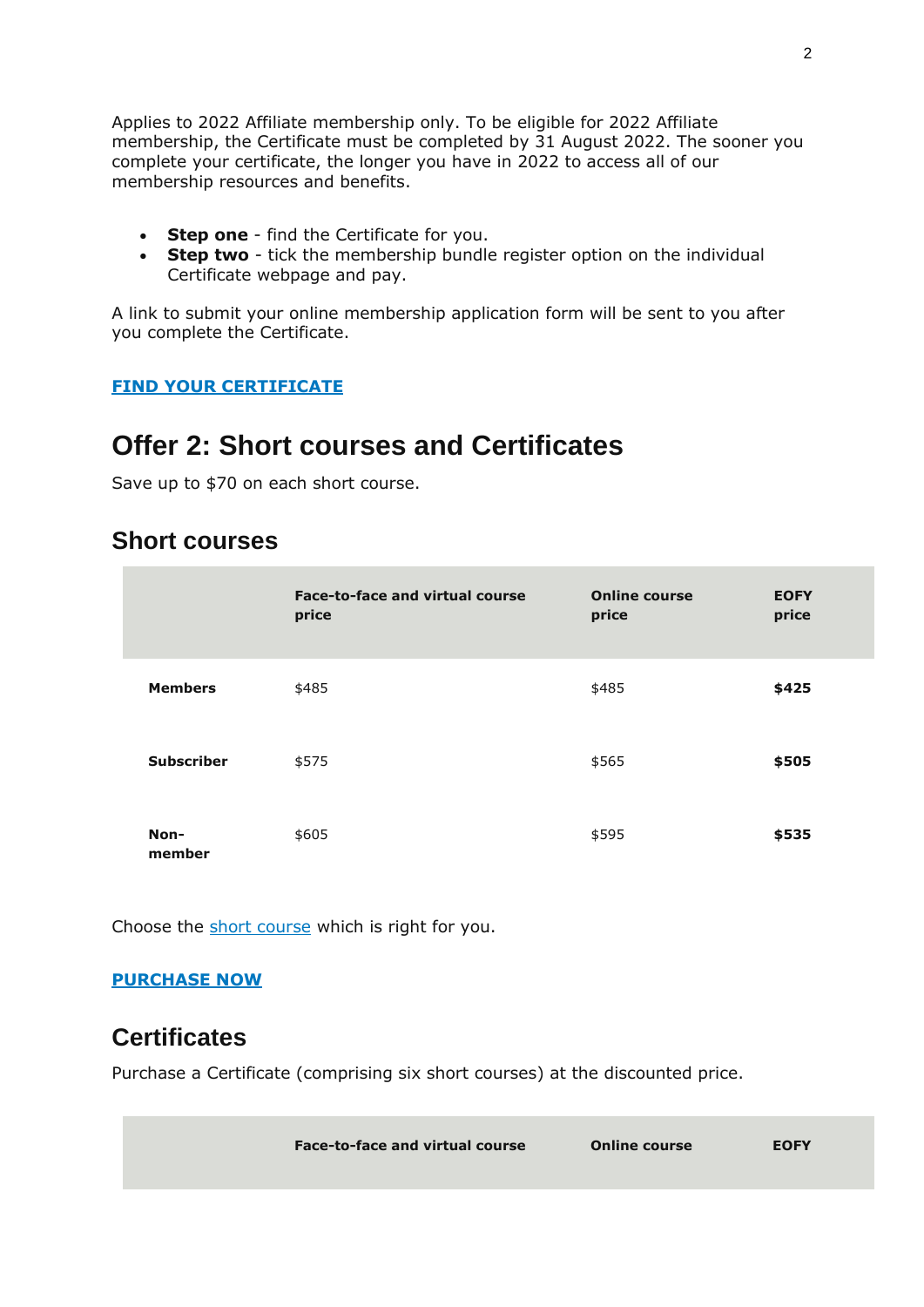Applies to 2022 Affiliate membership only. To be eligible for 2022 Affiliate membership, the Certificate must be completed by 31 August 2022. The sooner you complete your certificate, the longer you have in 2022 to access all of our membership resources and benefits.

- **Step one** - find the Certificate for you.
- **Step two** - tick the membership bundle register option on the individual Certificate webpage and pay.

A link to submit your online membership application form will be sent to you after you complete the Certificate.

**FIND YOUR CERTIFICATE**

# Offer 2: Short courses and Certificates

Save up to $70 on each short course.

## Short courses

| | Face-to-face and virtual course price | Online course price | EOFY price |
|---|---|---|---|
| **Members** | $485 | $485 | **$425** |
| **Subscriber** | $575 | $565 | **$505** |
| **Non-member** | $605 | $595 | **$535** |

Choose the short course which is right for you.

**PURCHASE NOW**

## Certificates

Purchase a Certificate (comprising six short courses) at the discounted price.

| | Face-to-face and virtual course | Online course | EOFY |
|---|---|---|---|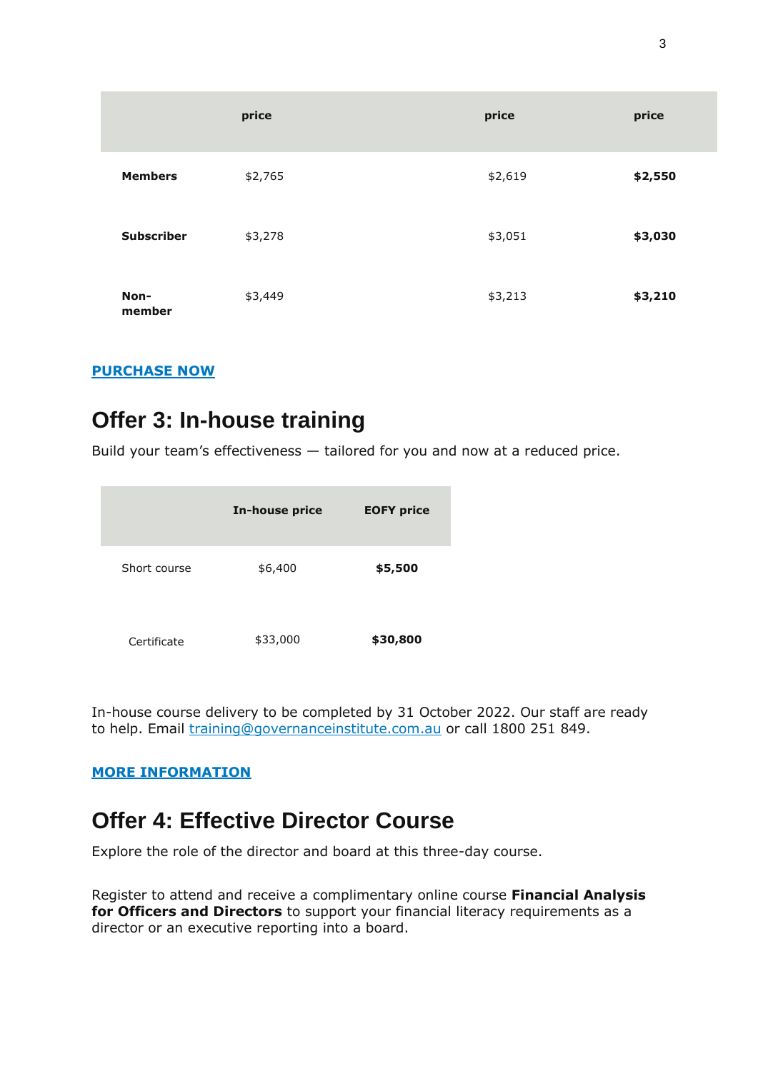| | price | price | price |
|---|---|---|---|
| **Members** | $2,765 | $2,619 | **$2,550** |
| **Subscriber** | $3,278 | $3,051 | **$3,030** |
| **Non-member** | $3,449 | $3,213 | **$3,210** |

**PURCHASE NOW**

## Offer 3: In-house training

Build your team's effectiveness — tailored for you and now at a reduced price.

| | In-house price | EOFY price |
|---|---|---|
| Short course | $6,400 | **$5,500** |
| Certificate | $33,000 | **$30,800** |

In-house course delivery to be completed by 31 October 2022. Our staff are ready to help. Email training@governanceinstitute.com.au or call 1800 251 849.

**MORE INFORMATION**

## Offer 4: Effective Director Course

Explore the role of the director and board at this three-day course.

Register to attend and receive a complimentary online course **Financial Analysis for Officers and Directors** to support your financial literacy requirements as a director or an executive reporting into a board.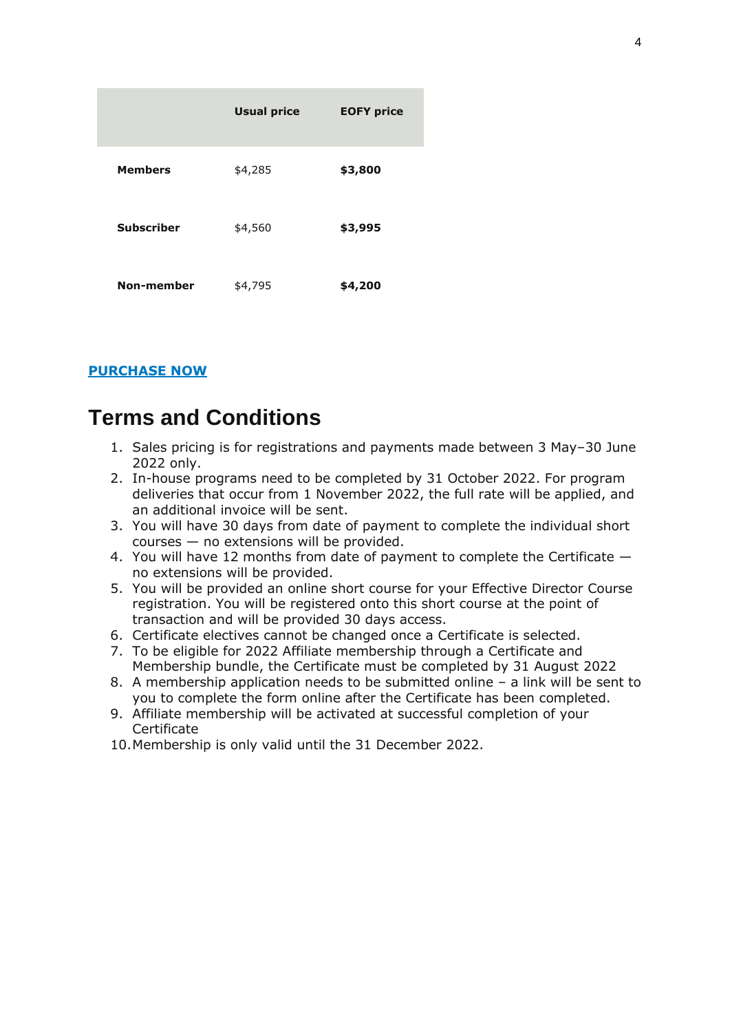| | Usual price | EOFY price |
|---|---|---|
| **Members** | $4,285 | **$3,800** |
| **Subscriber** | $4,560 | **$3,995** |
| **Non-member** | $4,795 | **$4,200** |

**PURCHASE NOW**

# Terms and Conditions

1. Sales pricing is for registrations and payments made between 3 May–30 June 2022 only.
2. In-house programs need to be completed by 31 October 2022. For program deliveries that occur from 1 November 2022, the full rate will be applied, and an additional invoice will be sent.
3. You will have 30 days from date of payment to complete the individual short courses — no extensions will be provided.
4. You will have 12 months from date of payment to complete the Certificate — no extensions will be provided.
5. You will be provided an online short course for your Effective Director Course registration. You will be registered onto this short course at the point of transaction and will be provided 30 days access.
6. Certificate electives cannot be changed once a Certificate is selected.
7. To be eligible for 2022 Affiliate membership through a Certificate and Membership bundle, the Certificate must be completed by 31 August 2022
8. A membership application needs to be submitted online – a link will be sent to you to complete the form online after the Certificate has been completed.
9. Affiliate membership will be activated at successful completion of your Certificate
10. Membership is only valid until the 31 December 2022.